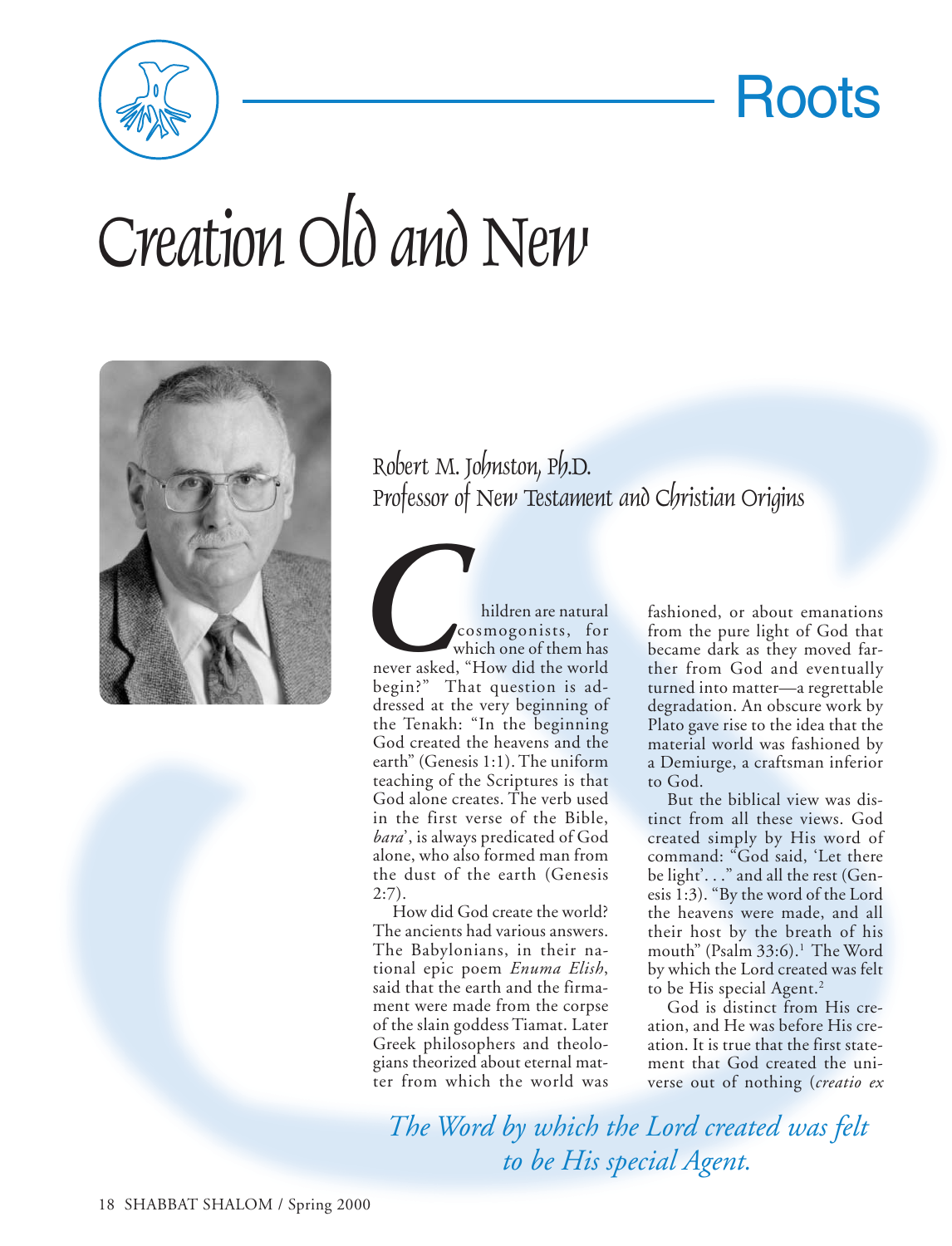# Roots

# Creation Old and New

Robert M. Johnston, Ph.D.
Professor of New Testament and Christian Origins

Children are natural cosmogonists, for which one of them has never asked, "How did the world begin?" That question is addressed at the very beginning of the Tenakh: "In the beginning God created the heavens and the earth" (Genesis 1:1). The uniform teaching of the Scriptures is that God alone creates. The verb used in the first verse of the Bible, *bara*', is always predicated of God alone, who also formed man from the dust of the earth (Genesis 2:7).

How did God create the world? The ancients had various answers. The Babylonians, in their national epic poem *Enuma Elish*, said that the earth and the firmament were made from the corpse of the slain goddess Tiamat. Later Greek philosophers and theologians theorized about eternal matter from which the world was fashioned, or about emanations from the pure light of God that became dark as they moved farther from God and eventually turned into matter—a regrettable degradation. An obscure work by Plato gave rise to the idea that the material world was fashioned by a Demiurge, a craftsman inferior to God.

But the biblical view was distinct from all these views. God created simply by His word of command: "God said, 'Let there be light'. . ." and all the rest (Genesis 1:3). "By the word of the Lord the heavens were made, and all their host by the breath of his mouth" (Psalm 33:6).[1] The Word by which the Lord created was felt to be His special Agent.[2]

God is distinct from His creation, and He was before His creation. It is true that the first statement that God created the universe out of nothing (*creatio ex*

*The Word by which the Lord created was felt to be His special Agent.*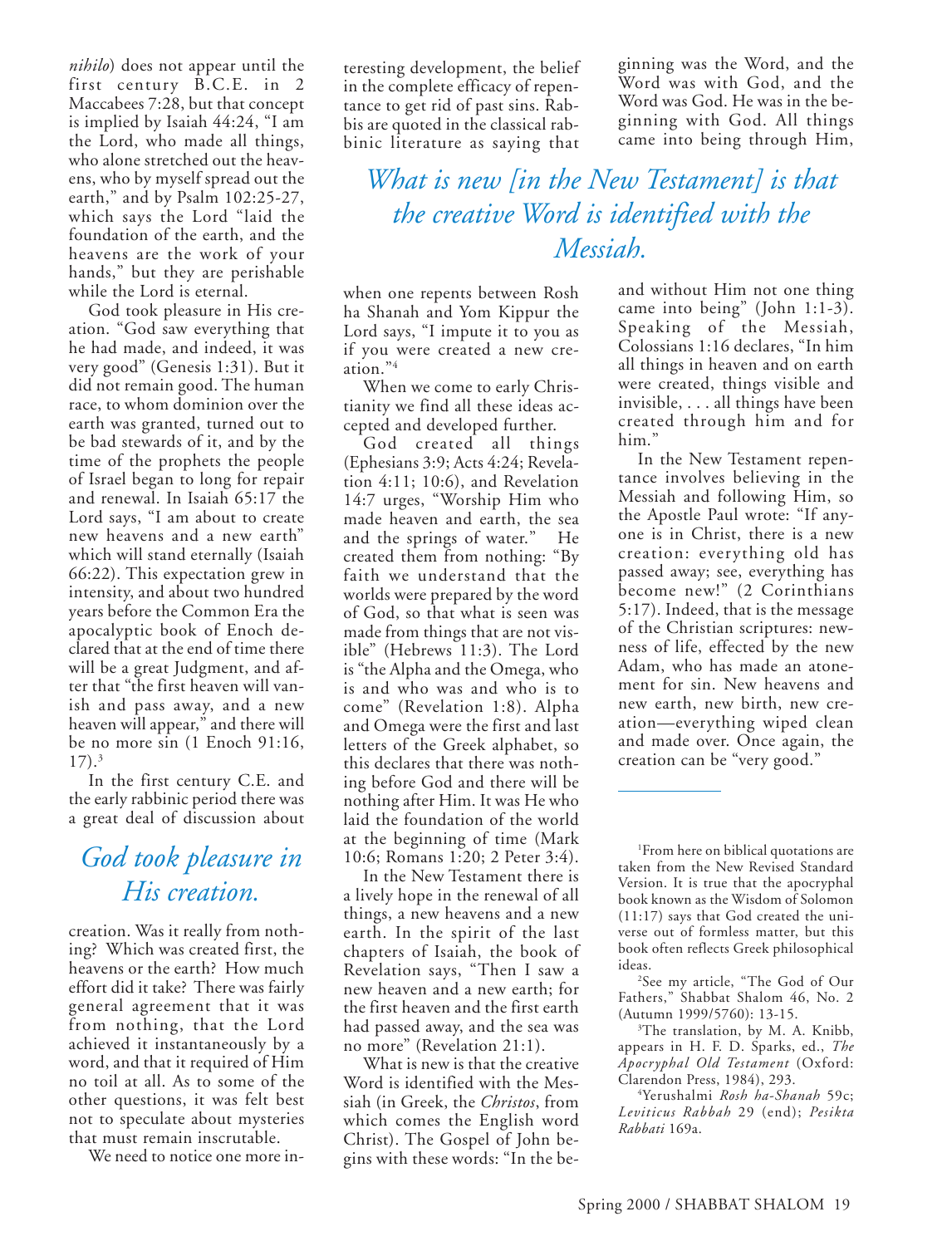*nihilo*) does not appear until the first century B.C.E. in 2 Maccabees 7:28, but that concept is implied by Isaiah 44:24, "I am the Lord, who made all things, who alone stretched out the heavens, who by myself spread out the earth," and by Psalm 102:25-27, which says the Lord "laid the foundation of the earth, and the heavens are the work of your hands," but they are perishable while the Lord is eternal.

God took pleasure in His creation. "God saw everything that he had made, and indeed, it was very good" (Genesis 1:31). But it did not remain good. The human race, to whom dominion over the earth was granted, turned out to be bad stewards of it, and by the time of the prophets the people of Israel began to long for repair and renewal. In Isaiah 65:17 the Lord says, "I am about to create new heavens and a new earth" which will stand eternally (Isaiah 66:22). This expectation grew in intensity, and about two hundred years before the Common Era the apocalyptic book of Enoch declared that at the end of time there will be a great Judgment, and after that "the first heaven will vanish and pass away, and a new heaven will appear," and there will be no more sin (1 Enoch 91:16, 17).[3]

In the first century C.E. and the early rabbinic period there was a great deal of discussion about

*God took pleasure in His creation.*

creation. Was it really from nothing? Which was created first, the heavens or the earth? How much effort did it take? There was fairly general agreement that it was from nothing, that the Lord achieved it instantaneously by a word, and that it required of Him no toil at all. As to some of the other questions, it was felt best not to speculate about mysteries that must remain inscrutable.

We need to notice one more interesting development, the belief in the complete efficacy of repentance to get rid of past sins. Rabbis are quoted in the classical rabbinic literature as saying that when one repents between Rosh ha Shanah and Yom Kippur the Lord says, "I impute it to you as if you were created a new creation."[4]

When we come to early Christianity we find all these ideas accepted and developed further.

God created all things (Ephesians 3:9; Acts 4:24; Revelation 4:11; 10:6), and Revelation 14:7 urges, "Worship Him who made heaven and earth, the sea and the springs of water." He created them from nothing: "By faith we understand that the worlds were prepared by the word of God, so that what is seen was made from things that are not visible" (Hebrews 11:3). The Lord is "the Alpha and the Omega, who is and who was and who is to come" (Revelation 1:8). Alpha and Omega were the first and last letters of the Greek alphabet, so this declares that there was nothing before God and there will be nothing after Him. It was He who laid the foundation of the world at the beginning of time (Mark 10:6; Romans 1:20; 2 Peter 3:4).

In the New Testament there is a lively hope in the renewal of all things, a new heavens and a new earth. In the spirit of the last chapters of Isaiah, the book of Revelation says, "Then I saw a new heaven and a new earth; for the first heaven and the first earth had passed away, and the sea was no more" (Revelation 21:1).

What is new is that the creative Word is identified with the Messiah (in Greek, the *Christos*, from which comes the English word Christ). The Gospel of John begins with these words: "In the beginning was the Word, and the Word was with God, and the Word was God. He was in the beginning with God. All things came into being through Him, and without Him not one thing came into being" (John 1:1-3). Speaking of the Messiah, Colossians 1:16 declares, "In him all things in heaven and on earth were created, things visible and invisible, . . . all things have been created through him and for him."

*What is new [in the New Testament] is that the creative Word is identified with the Messiah.*

In the New Testament repentance involves believing in the Messiah and following Him, so the Apostle Paul wrote: "If anyone is in Christ, there is a new creation: everything old has passed away; see, everything has become new!" (2 Corinthians 5:17). Indeed, that is the message of the Christian scriptures: newness of life, effected by the new Adam, who has made an atonement for sin. New heavens and new earth, new birth, new creation—everything wiped clean and made over. Once again, the creation can be "very good."

---

[1] From here on biblical quotations are taken from the New Revised Standard Version. It is true that the apocryphal book known as the Wisdom of Solomon (11:17) says that God created the universe out of formless matter, but this book often reflects Greek philosophical ideas.

[2] See my article, "The God of Our Fathers," Shabbat Shalom 46, No. 2 (Autumn 1999/5760): 13-15.

[3] The translation, by M. A. Knibb, appears in H. F. D. Sparks, ed., *The Apocryphal Old Testament* (Oxford: Clarendon Press, 1984), 293.

[4] Yerushalmi *Rosh ha-Shanah* 59c; *Leviticus Rabbah* 29 (end); *Pesikta Rabbati* 169a.